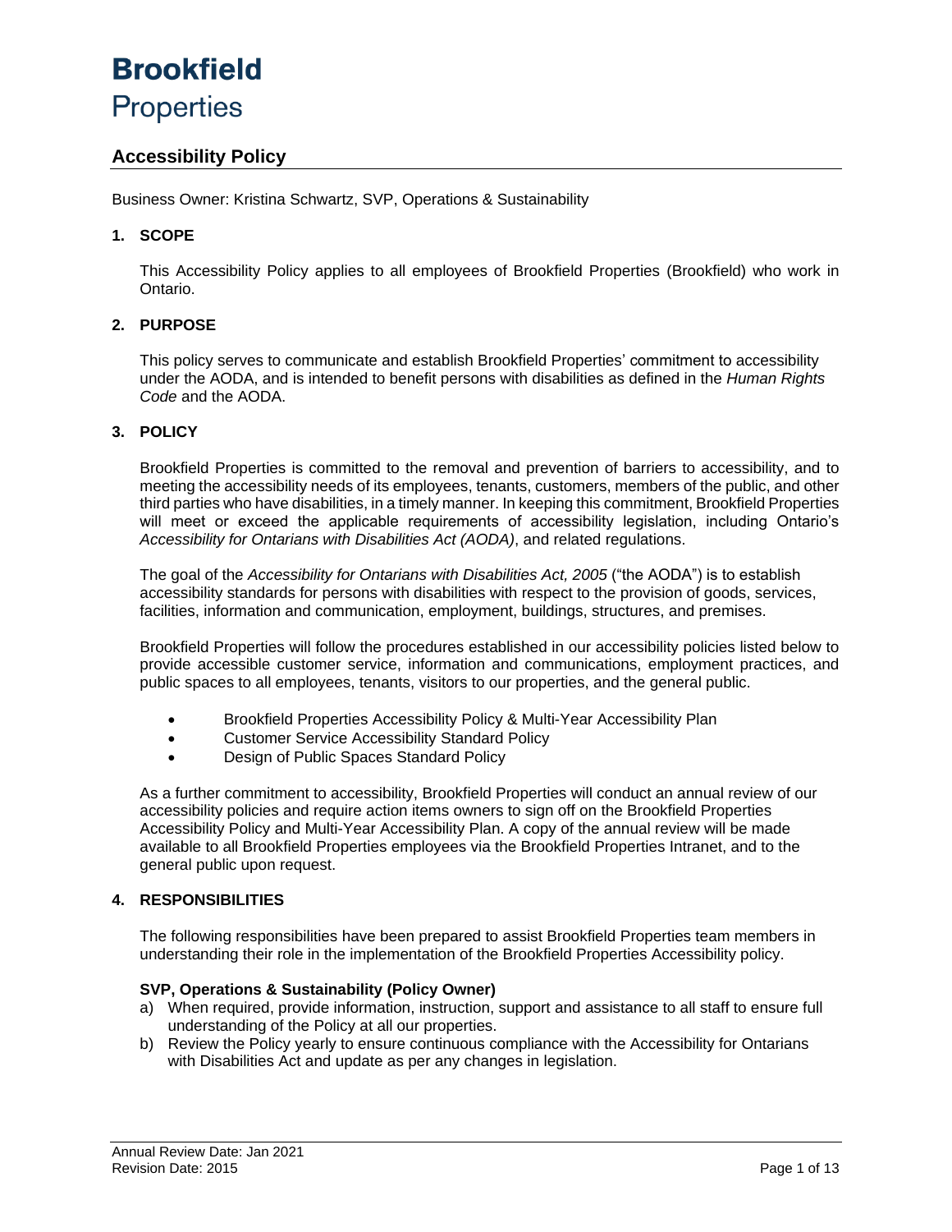# Brookfield Properties

## Accessibility Policy

Business Owner: Kristina Schwartz, SVP, Operations & Sustainability

### 1. SCOPE

This Accessibility Policy applies to all employees of Brookfield Properties (Brookfield) who work in Ontario.

### 2. PURPOSE

This policy serves to communicate and establish Brookfield Properties' commitment to accessibility under the AODA, and is intended to benefit persons with disabilities as defined in the *Human Rights Code* and the AODA.

### 3. POLICY

Brookfield Properties is committed to the removal and prevention of barriers to accessibility, and to meeting the accessibility needs of its employees, tenants, customers, members of the public, and other third parties who have disabilities, in a timely manner. In keeping this commitment, Brookfield Properties will meet or exceed the applicable requirements of accessibility legislation, including Ontario's *Accessibility for Ontarians with Disabilities Act (AODA)*, and related regulations.

The goal of the *Accessibility for Ontarians with Disabilities Act, 2005* ("the AODA") is to establish accessibility standards for persons with disabilities with respect to the provision of goods, services, facilities, information and communication, employment, buildings, structures, and premises.

Brookfield Properties will follow the procedures established in our accessibility policies listed below to provide accessible customer service, information and communications, employment practices, and public spaces to all employees, tenants, visitors to our properties, and the general public.

- Brookfield Properties Accessibility Policy & Multi-Year Accessibility Plan
- Customer Service Accessibility Standard Policy
- Design of Public Spaces Standard Policy

As a further commitment to accessibility, Brookfield Properties will conduct an annual review of our accessibility policies and require action items owners to sign off on the Brookfield Properties Accessibility Policy and Multi-Year Accessibility Plan. A copy of the annual review will be made available to all Brookfield Properties employees via the Brookfield Properties Intranet, and to the general public upon request.

### 4. RESPONSIBILITIES

The following responsibilities have been prepared to assist Brookfield Properties team members in understanding their role in the implementation of the Brookfield Properties Accessibility policy.

**SVP, Operations & Sustainability (Policy Owner)**

a) When required, provide information, instruction, support and assistance to all staff to ensure full understanding of the Policy at all our properties.
b) Review the Policy yearly to ensure continuous compliance with the Accessibility for Ontarians with Disabilities Act and update as per any changes in legislation.

Annual Review Date: Jan 2021
Revision Date: 2015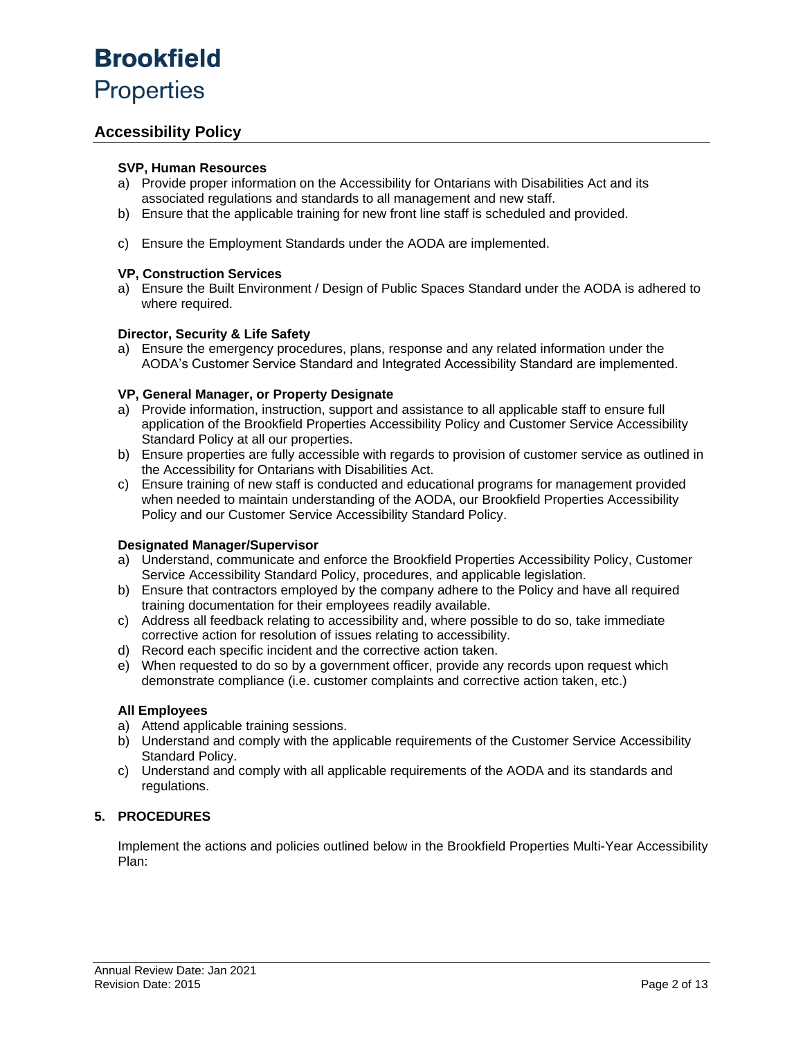**SVP, Human Resources**

a) Provide proper information on the Accessibility for Ontarians with Disabilities Act and its associated regulations and standards to all management and new staff.
b) Ensure that the applicable training for new front line staff is scheduled and provided.
c) Ensure the Employment Standards under the AODA are implemented.

**VP, Construction Services**

a) Ensure the Built Environment / Design of Public Spaces Standard under the AODA is adhered to where required.

**Director, Security & Life Safety**

a) Ensure the emergency procedures, plans, response and any related information under the AODA's Customer Service Standard and Integrated Accessibility Standard are implemented.

**VP, General Manager, or Property Designate**

a) Provide information, instruction, support and assistance to all applicable staff to ensure full application of the Brookfield Properties Accessibility Policy and Customer Service Accessibility Standard Policy at all our properties.
b) Ensure properties are fully accessible with regards to provision of customer service as outlined in the Accessibility for Ontarians with Disabilities Act.
c) Ensure training of new staff is conducted and educational programs for management provided when needed to maintain understanding of the AODA, our Brookfield Properties Accessibility Policy and our Customer Service Accessibility Standard Policy.

**Designated Manager/Supervisor**

a) Understand, communicate and enforce the Brookfield Properties Accessibility Policy, Customer Service Accessibility Standard Policy, procedures, and applicable legislation.
b) Ensure that contractors employed by the company adhere to the Policy and have all required training documentation for their employees readily available.
c) Address all feedback relating to accessibility and, where possible to do so, take immediate corrective action for resolution of issues relating to accessibility.
d) Record each specific incident and the corrective action taken.
e) When requested to do so by a government officer, provide any records upon request which demonstrate compliance (i.e. customer complaints and corrective action taken, etc.)

**All Employees**

a) Attend applicable training sessions.
b) Understand and comply with the applicable requirements of the Customer Service Accessibility Standard Policy.
c) Understand and comply with all applicable requirements of the AODA and its standards and regulations.

## 5. PROCEDURES

Implement the actions and policies outlined below in the Brookfield Properties Multi-Year Accessibility Plan: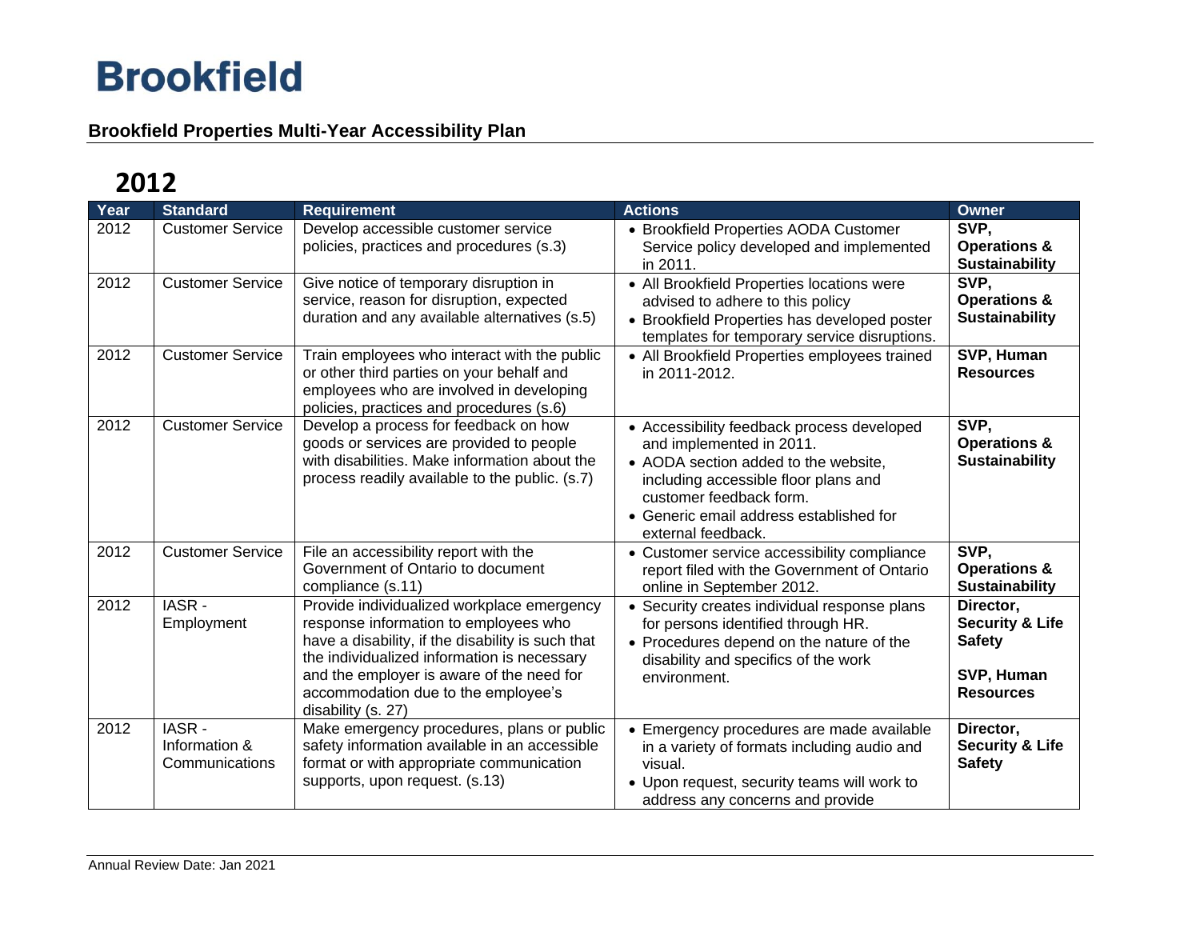# Brookfield

## Brookfield Properties Multi-Year Accessibility Plan

## 2012

| Year | Standard | Requirement | Actions | Owner |
|---|---|---|---|---|
| 2012 | Customer Service | Develop accessible customer service policies, practices and procedures (s.3) | • Brookfield Properties AODA Customer Service policy developed and implemented in 2011. | **SVP, Operations & Sustainability** |
| 2012 | Customer Service | Give notice of temporary disruption in service, reason for disruption, expected duration and any available alternatives (s.5) | • All Brookfield Properties locations were advised to adhere to this policy<br>• Brookfield Properties has developed poster templates for temporary service disruptions. | **SVP, Operations & Sustainability** |
| 2012 | Customer Service | Train employees who interact with the public or other third parties on your behalf and employees who are involved in developing policies, practices and procedures (s.6) | • All Brookfield Properties employees trained in 2011-2012. | **SVP, Human Resources** |
| 2012 | Customer Service | Develop a process for feedback on how goods or services are provided to people with disabilities. Make information about the process readily available to the public. (s.7) | • Accessibility feedback process developed and implemented in 2011.<br>• AODA section added to the website, including accessible floor plans and customer feedback form.<br>• Generic email address established for external feedback. | **SVP, Operations & Sustainability** |
| 2012 | Customer Service | File an accessibility report with the Government of Ontario to document compliance (s.11) | • Customer service accessibility compliance report filed with the Government of Ontario online in September 2012. | **SVP, Operations & Sustainability** |
| 2012 | IASR - Employment | Provide individualized workplace emergency response information to employees who have a disability, if the disability is such that the individualized information is necessary and the employer is aware of the need for accommodation due to the employee's disability (s. 27) | • Security creates individual response plans for persons identified through HR.<br>• Procedures depend on the nature of the disability and specifics of the work environment. | **Director, Security & Life Safety**<br><br>**SVP, Human Resources** |
| 2012 | IASR - Information & Communications | Make emergency procedures, plans or public safety information available in an accessible format or with appropriate communication supports, upon request. (s.13) | • Emergency procedures are made available in a variety of formats including audio and visual.<br>• Upon request, security teams will work to address any concerns and provide | **Director, Security & Life Safety** |

Annual Review Date: Jan 2021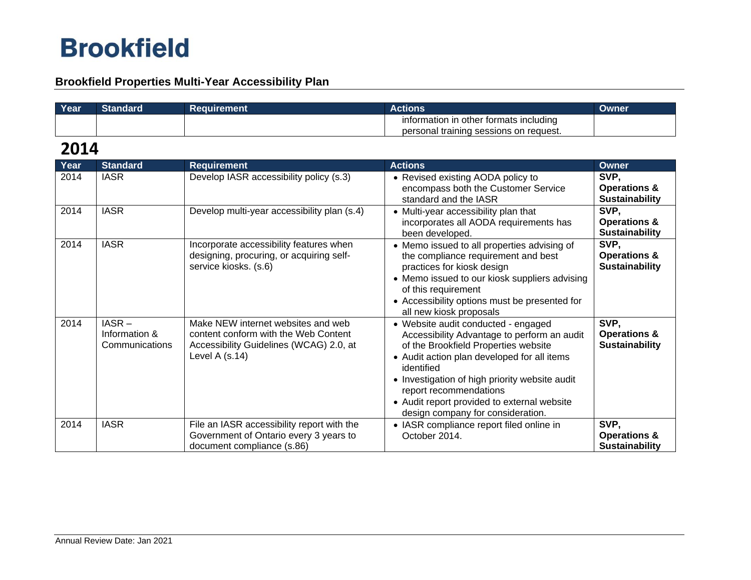**Brookfield**

**Brookfield Properties Multi-Year Accessibility Plan**

| Year | Standard | Requirement | Actions | Owner |
|---|---|---|---|---|
| | | | information in other formats including personal training sessions on request. | |

## 2014

| Year | Standard | Requirement | Actions | Owner |
|---|---|---|---|---|
| 2014 | IASR | Develop IASR accessibility policy (s.3) | • Revised existing AODA policy to encompass both the Customer Service standard and the IASR | **SVP, Operations & Sustainability** |
| 2014 | IASR | Develop multi-year accessibility plan (s.4) | • Multi-year accessibility plan that incorporates all AODA requirements has been developed. | **SVP, Operations & Sustainability** |
| 2014 | IASR | Incorporate accessibility features when designing, procuring, or acquiring self-service kiosks. (s.6) | • Memo issued to all properties advising of the compliance requirement and best practices for kiosk design<br>• Memo issued to our kiosk suppliers advising of this requirement<br>• Accessibility options must be presented for all new kiosk proposals | **SVP, Operations & Sustainability** |
| 2014 | IASR – Information & Communications | Make NEW internet websites and web content conform with the Web Content Accessibility Guidelines (WCAG) 2.0, at Level A (s.14) | • Website audit conducted - engaged Accessibility Advantage to perform an audit of the Brookfield Properties website<br>• Audit action plan developed for all items identified<br>• Investigation of high priority website audit report recommendations<br>• Audit report provided to external website design company for consideration. | **SVP, Operations & Sustainability** |
| 2014 | IASR | File an IASR accessibility report with the Government of Ontario every 3 years to document compliance (s.86) | • IASR compliance report filed online in October 2014. | **SVP, Operations & Sustainability** |

Annual Review Date: Jan 2021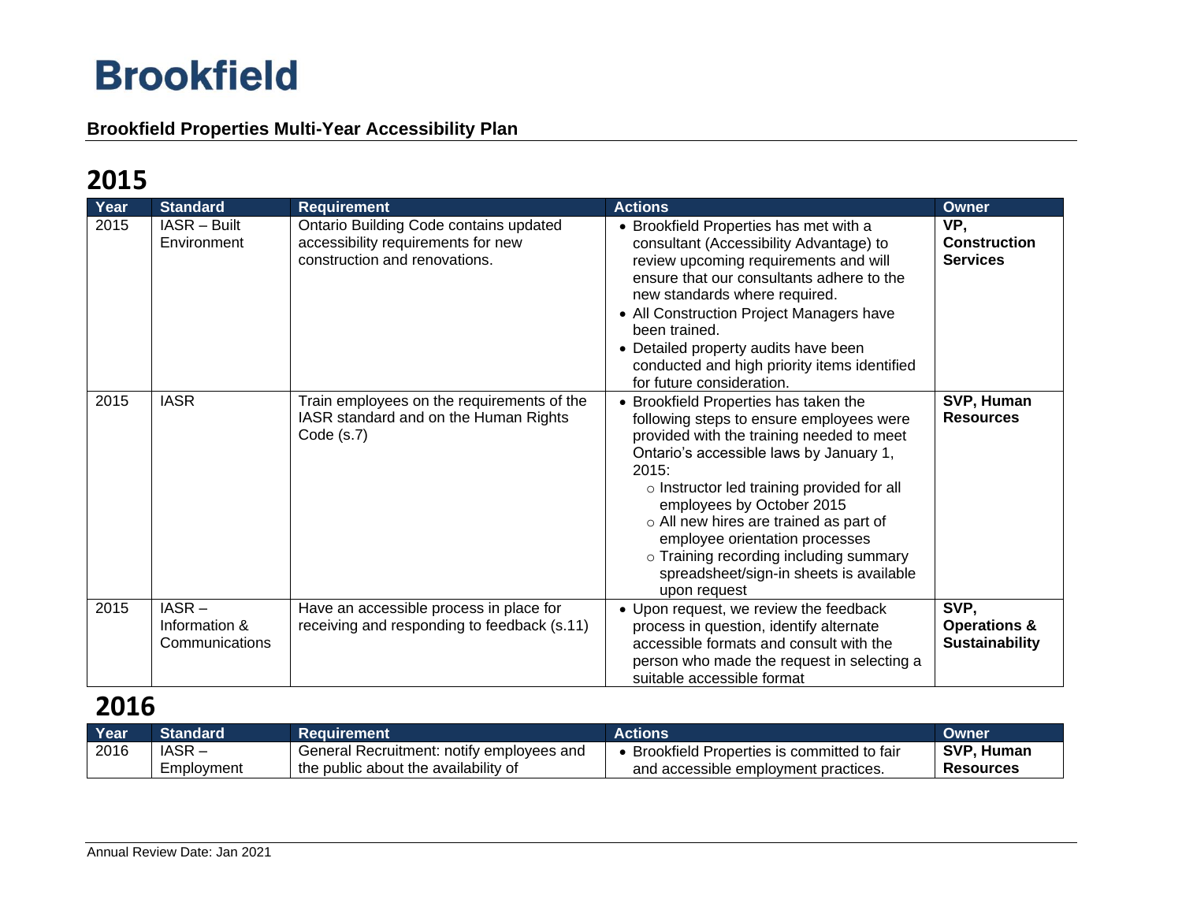# Brookfield

**Brookfield Properties Multi-Year Accessibility Plan**

## 2015

| Year | Standard | Requirement | Actions | Owner |
|---|---|---|---|---|
| 2015 | IASR – Built Environment | Ontario Building Code contains updated accessibility requirements for new construction and renovations. | • Brookfield Properties has met with a consultant (Accessibility Advantage) to review upcoming requirements and will ensure that our consultants adhere to the new standards where required.<br>• All Construction Project Managers have been trained.<br>• Detailed property audits have been conducted and high priority items identified for future consideration. | **VP, Construction Services** |
| 2015 | IASR | Train employees on the requirements of the IASR standard and on the Human Rights Code (s.7) | • Brookfield Properties has taken the following steps to ensure employees were provided with the training needed to meet Ontario's accessible laws by January 1, 2015:<br>○ Instructor led training provided for all employees by October 2015<br>○ All new hires are trained as part of employee orientation processes<br>○ Training recording including summary spreadsheet/sign-in sheets is available upon request | **SVP, Human Resources** |
| 2015 | IASR – Information & Communications | Have an accessible process in place for receiving and responding to feedback (s.11) | • Upon request, we review the feedback process in question, identify alternate accessible formats and consult with the person who made the request in selecting a suitable accessible format | **SVP, Operations & Sustainability** |

## 2016

| Year | Standard | Requirement | Actions | Owner |
|---|---|---|---|---|
| 2016 | IASR – Employment | General Recruitment: notify employees and the public about the availability of | • Brookfield Properties is committed to fair and accessible employment practices. | **SVP, Human Resources** |

Annual Review Date: Jan 2021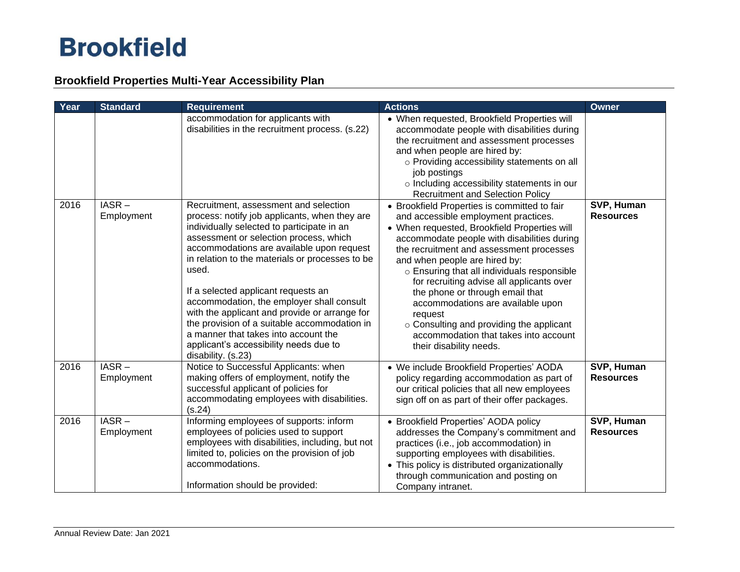## Brookfield Properties Multi-Year Accessibility Plan

| Year | Standard | Requirement | Actions | Owner |
|---|---|---|---|---|
| | | accommodation for applicants with disabilities in the recruitment process. (s.22) | • When requested, Brookfield Properties will accommodate people with disabilities during the recruitment and assessment processes and when people are hired by:<br>○ Providing accessibility statements on all job postings<br>○ Including accessibility statements in our Recruitment and Selection Policy | |
| 2016 | IASR – Employment | Recruitment, assessment and selection process: notify job applicants, when they are individually selected to participate in an assessment or selection process, which accommodations are available upon request in relation to the materials or processes to be used.<br><br>If a selected applicant requests an accommodation, the employer shall consult with the applicant and provide or arrange for the provision of a suitable accommodation in a manner that takes into account the applicant's accessibility needs due to disability. (s.23) | • Brookfield Properties is committed to fair and accessible employment practices.<br>• When requested, Brookfield Properties will accommodate people with disabilities during the recruitment and assessment processes and when people are hired by:<br>○ Ensuring that all individuals responsible for recruiting advise all applicants over the phone or through email that accommodations are available upon request<br>○ Consulting and providing the applicant accommodation that takes into account their disability needs. | **SVP, Human Resources** |
| 2016 | IASR – Employment | Notice to Successful Applicants: when making offers of employment, notify the successful applicant of policies for accommodating employees with disabilities. (s.24) | • We include Brookfield Properties' AODA policy regarding accommodation as part of our critical policies that all new employees sign off on as part of their offer packages. | **SVP, Human Resources** |
| 2016 | IASR – Employment | Informing employees of supports: inform employees of policies used to support employees with disabilities, including, but not limited to, policies on the provision of job accommodations.<br><br>Information should be provided: | • Brookfield Properties' AODA policy addresses the Company's commitment and practices (i.e., job accommodation) in supporting employees with disabilities.<br>• This policy is distributed organizationally through communication and posting on Company intranet. | **SVP, Human Resources** |

Annual Review Date: Jan 2021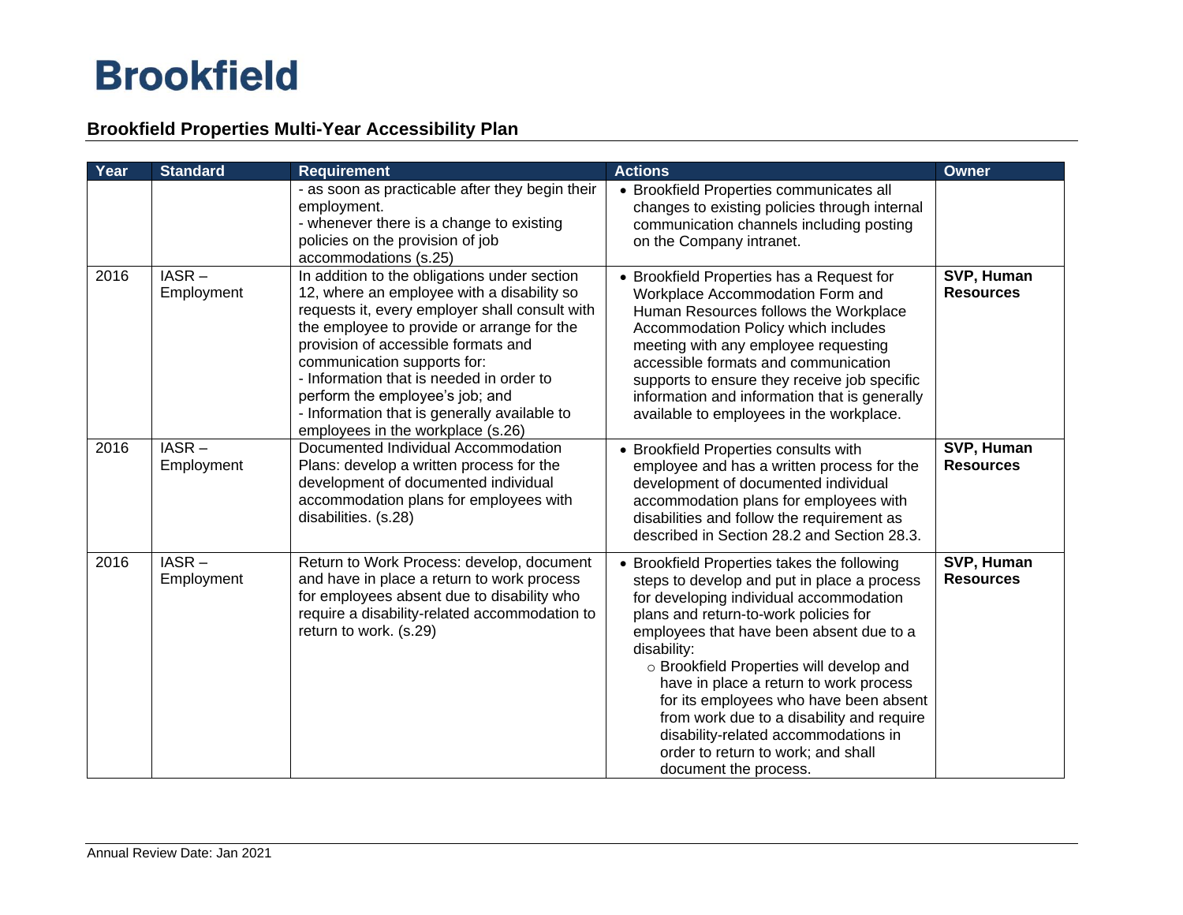# Brookfield

## Brookfield Properties Multi-Year Accessibility Plan

| Year | Standard | Requirement | Actions | Owner |
|---|---|---|---|---|
| | | - as soon as practicable after they begin their employment.<br>- whenever there is a change to existing policies on the provision of job accommodations (s.25) | • Brookfield Properties communicates all changes to existing policies through internal communication channels including posting on the Company intranet. | |
| 2016 | IASR – Employment | In addition to the obligations under section 12, where an employee with a disability so requests it, every employer shall consult with the employee to provide or arrange for the provision of accessible formats and communication supports for:<br>- Information that is needed in order to perform the employee's job; and<br>- Information that is generally available to employees in the workplace (s.26) | • Brookfield Properties has a Request for Workplace Accommodation Form and Human Resources follows the Workplace Accommodation Policy which includes meeting with any employee requesting accessible formats and communication supports to ensure they receive job specific information and information that is generally available to employees in the workplace. | **SVP, Human Resources** |
| 2016 | IASR – Employment | Documented Individual Accommodation Plans: develop a written process for the development of documented individual accommodation plans for employees with disabilities. (s.28) | • Brookfield Properties consults with employee and has a written process for the development of documented individual accommodation plans for employees with disabilities and follow the requirement as described in Section 28.2 and Section 28.3. | **SVP, Human Resources** |
| 2016 | IASR – Employment | Return to Work Process: develop, document and have in place a return to work process for employees absent due to disability who require a disability-related accommodation to return to work. (s.29) | • Brookfield Properties takes the following steps to develop and put in place a process for developing individual accommodation plans and return-to-work policies for employees that have been absent due to a disability:<br>○ Brookfield Properties will develop and have in place a return to work process for its employees who have been absent from work due to a disability and require disability-related accommodations in order to return to work; and shall document the process. | **SVP, Human Resources** |

Annual Review Date: Jan 2021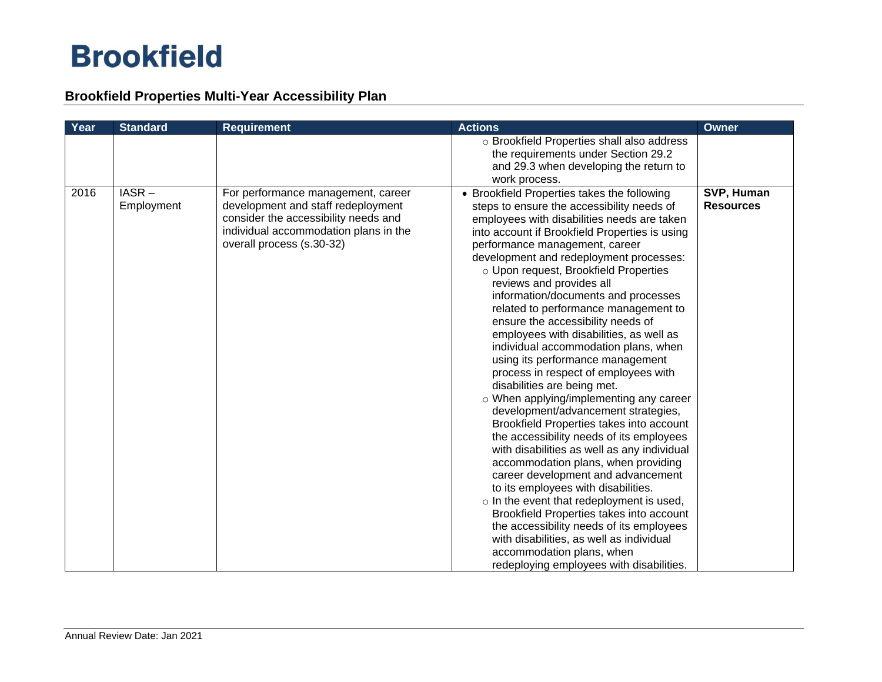# Brookfield

## Brookfield Properties Multi-Year Accessibility Plan

| Year | Standard | Requirement | Actions | Owner |
|---|---|---|---|---|
| | | | ○ Brookfield Properties shall also address the requirements under Section 29.2 and 29.3 when developing the return to work process. | |
| 2016 | IASR – Employment | For performance management, career development and staff redeployment consider the accessibility needs and individual accommodation plans in the overall process (s.30-32) | • Brookfield Properties takes the following steps to ensure the accessibility needs of employees with disabilities needs are taken into account if Brookfield Properties is using performance management, career development and redeployment processes:<br>○ Upon request, Brookfield Properties reviews and provides all information/documents and processes related to performance management to ensure the accessibility needs of employees with disabilities, as well as individual accommodation plans, when using its performance management process in respect of employees with disabilities are being met.<br>○ When applying/implementing any career development/advancement strategies, Brookfield Properties takes into account the accessibility needs of its employees with disabilities as well as any individual accommodation plans, when providing career development and advancement to its employees with disabilities.<br>○ In the event that redeployment is used, Brookfield Properties takes into account the accessibility needs of its employees with disabilities, as well as individual accommodation plans, when redeploying employees with disabilities. | **SVP, Human Resources** |

Annual Review Date: Jan 2021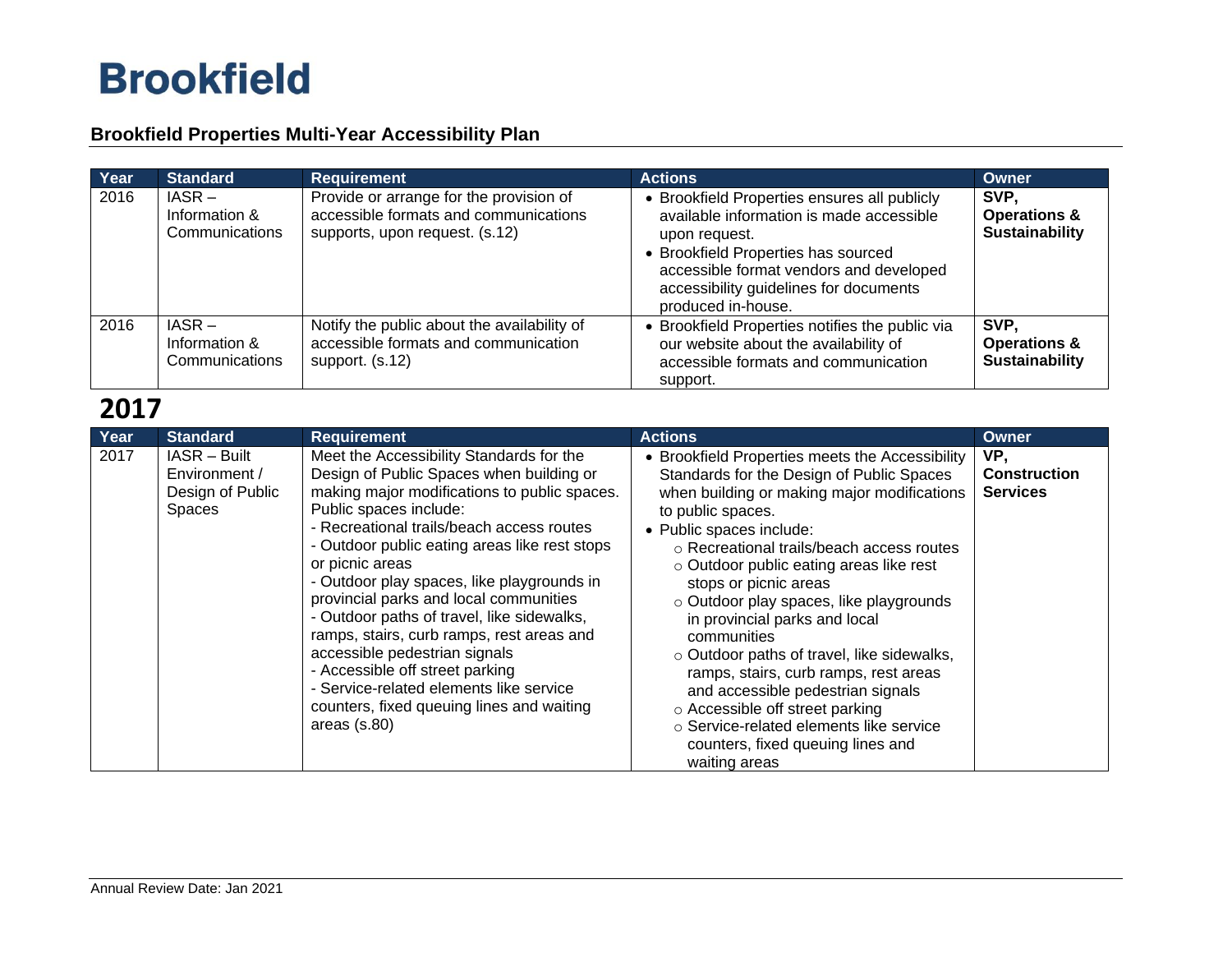# Brookfield

## Brookfield Properties Multi-Year Accessibility Plan

| Year | Standard | Requirement | Actions | Owner |
|---|---|---|---|---|
| 2016 | IASR – Information & Communications | Provide or arrange for the provision of accessible formats and communications supports, upon request. (s.12) | • Brookfield Properties ensures all publicly available information is made accessible upon request.<br>• Brookfield Properties has sourced accessible format vendors and developed accessibility guidelines for documents produced in-house. | **SVP, Operations & Sustainability** |
| 2016 | IASR – Information & Communications | Notify the public about the availability of accessible formats and communication support. (s.12) | • Brookfield Properties notifies the public via our website about the availability of accessible formats and communication support. | **SVP, Operations & Sustainability** |

# 2017

| Year | Standard | Requirement | Actions | Owner |
|---|---|---|---|---|
| 2017 | IASR – Built Environment / Design of Public Spaces | Meet the Accessibility Standards for the Design of Public Spaces when building or making major modifications to public spaces. Public spaces include:<br>- Recreational trails/beach access routes<br>- Outdoor public eating areas like rest stops or picnic areas<br>- Outdoor play spaces, like playgrounds in provincial parks and local communities<br>- Outdoor paths of travel, like sidewalks, ramps, stairs, curb ramps, rest areas and accessible pedestrian signals<br>- Accessible off street parking<br>- Service-related elements like service counters, fixed queuing lines and waiting areas (s.80) | • Brookfield Properties meets the Accessibility Standards for the Design of Public Spaces when building or making major modifications to public spaces.<br>• Public spaces include:<br>○ Recreational trails/beach access routes<br>○ Outdoor public eating areas like rest stops or picnic areas<br>○ Outdoor play spaces, like playgrounds in provincial parks and local communities<br>○ Outdoor paths of travel, like sidewalks, ramps, stairs, curb ramps, rest areas and accessible pedestrian signals<br>○ Accessible off street parking<br>○ Service-related elements like service counters, fixed queuing lines and waiting areas | **VP, Construction Services** |

Annual Review Date: Jan 2021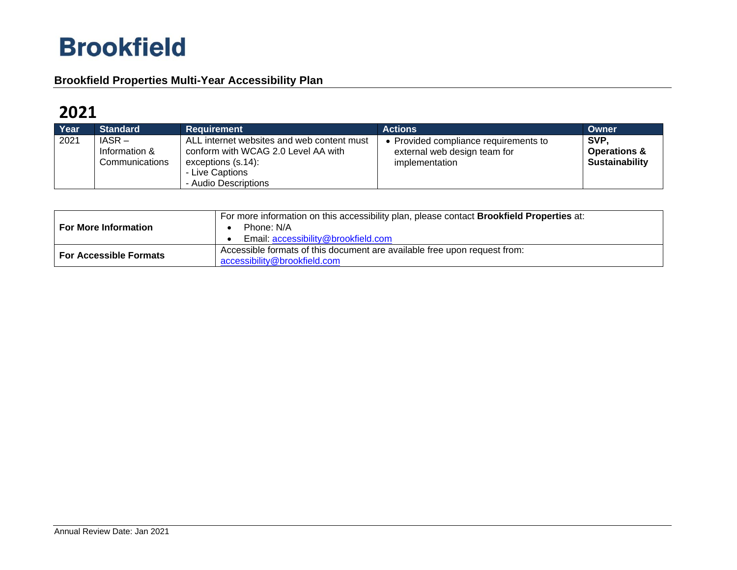# Brookfield

## Brookfield Properties Multi-Year Accessibility Plan

## 2021

| Year | Standard | Requirement | Actions | Owner |
|---|---|---|---|---|
| 2021 | IASR – Information & Communications | ALL internet websites and web content must conform with WCAG 2.0 Level AA with exceptions (s.14):<br>- Live Captions<br>- Audio Descriptions | • Provided compliance requirements to external web design team for implementation | **SVP, Operations & Sustainability** |

| **For More Information** | For more information on this accessibility plan, please contact **Brookfield Properties** at:<br>• Phone: N/A<br>• Email: accessibility@brookfield.com |
|---|---|
| **For Accessible Formats** | Accessible formats of this document are available free upon request from: accessibility@brookfield.com |

Annual Review Date: Jan 2021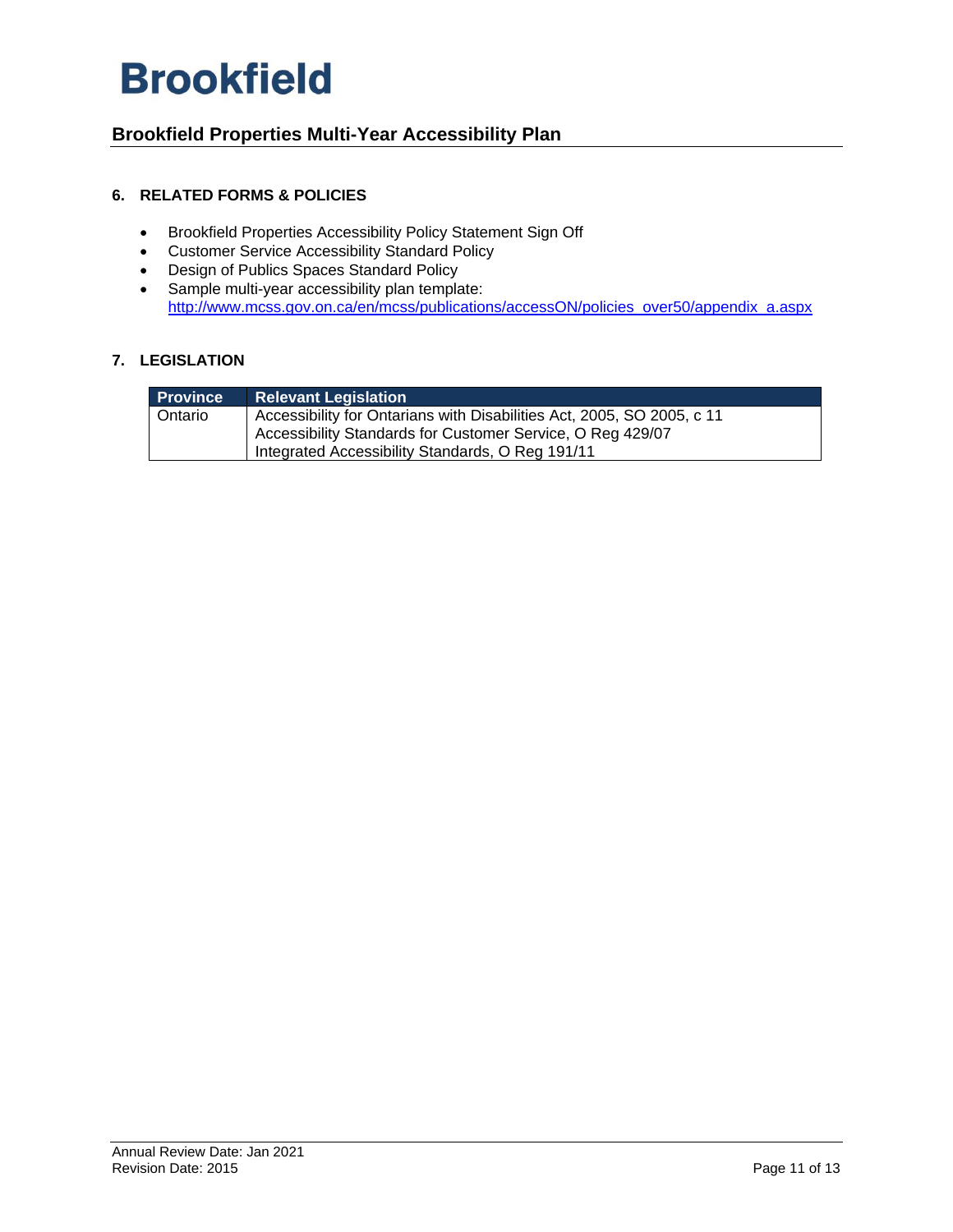## 6. RELATED FORMS & POLICIES

- Brookfield Properties Accessibility Policy Statement Sign Off
- Customer Service Accessibility Standard Policy
- Design of Publics Spaces Standard Policy
- Sample multi-year accessibility plan template: http://www.mcss.gov.on.ca/en/mcss/publications/accessON/policies_over50/appendix_a.aspx

## 7. LEGISLATION

| Province | Relevant Legislation |
|---|---|
| Ontario | Accessibility for Ontarians with Disabilities Act, 2005, SO 2005, c 11<br>Accessibility Standards for Customer Service, O Reg 429/07<br>Integrated Accessibility Standards, O Reg 191/11 |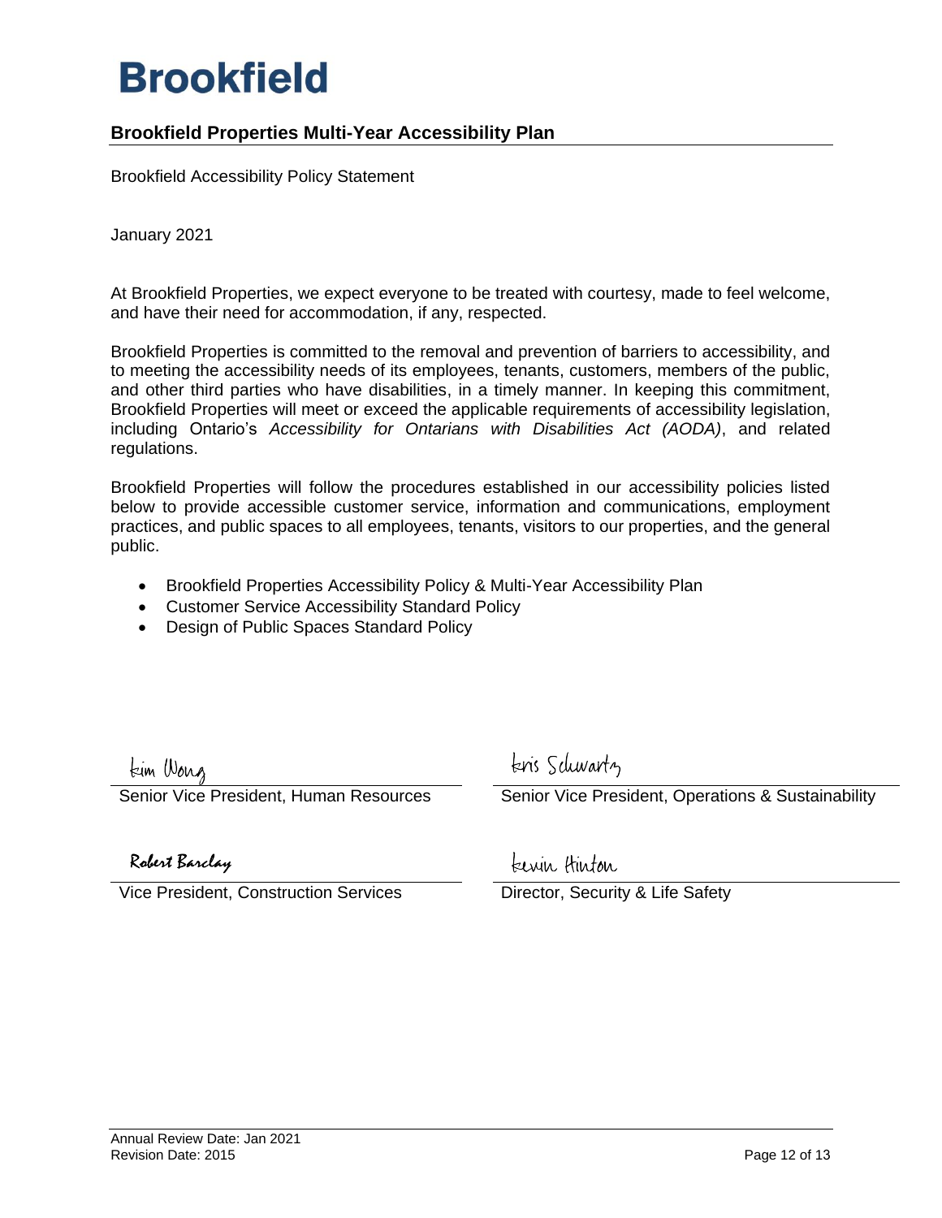# Brookfield

## Brookfield Properties Multi-Year Accessibility Plan

Brookfield Accessibility Policy Statement

January 2021

At Brookfield Properties, we expect everyone to be treated with courtesy, made to feel welcome, and have their need for accommodation, if any, respected.

Brookfield Properties is committed to the removal and prevention of barriers to accessibility, and to meeting the accessibility needs of its employees, tenants, customers, members of the public, and other third parties who have disabilities, in a timely manner. In keeping this commitment, Brookfield Properties will meet or exceed the applicable requirements of accessibility legislation, including Ontario's *Accessibility for Ontarians with Disabilities Act (AODA)*, and related regulations.

Brookfield Properties will follow the procedures established in our accessibility policies listed below to provide accessible customer service, information and communications, employment practices, and public spaces to all employees, tenants, visitors to our properties, and the general public.

- Brookfield Properties Accessibility Policy & Multi-Year Accessibility Plan
- Customer Service Accessibility Standard Policy
- Design of Public Spaces Standard Policy

Kim Wong
Senior Vice President, Human Resources

Kris Schwartz
Senior Vice President, Operations & Sustainability

Robert Barclay
Vice President, Construction Services

Kevin Hinton
Director, Security & Life Safety

Annual Review Date: Jan 2021
Revision Date: 2015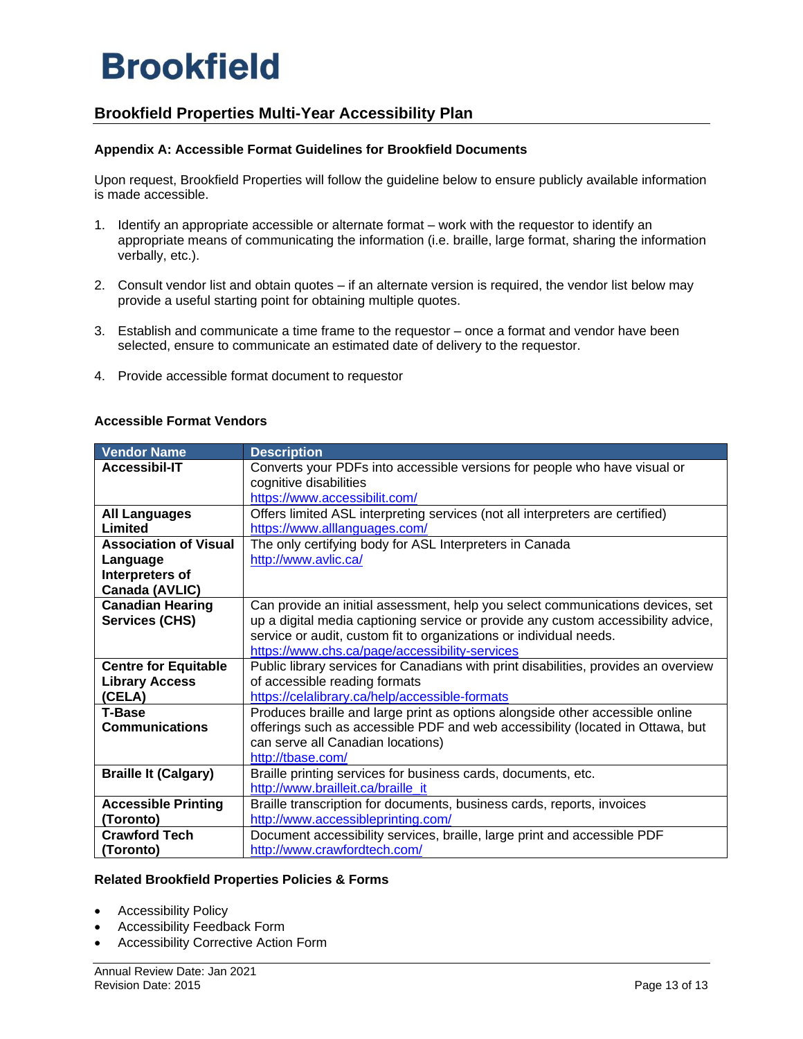# Brookfield

## Brookfield Properties Multi-Year Accessibility Plan

### Appendix A: Accessible Format Guidelines for Brookfield Documents

Upon request, Brookfield Properties will follow the guideline below to ensure publicly available information is made accessible.

1. Identify an appropriate accessible or alternate format – work with the requestor to identify an appropriate means of communicating the information (i.e. braille, large format, sharing the information verbally, etc.).

2. Consult vendor list and obtain quotes – if an alternate version is required, the vendor list below may provide a useful starting point for obtaining multiple quotes.

3. Establish and communicate a time frame to the requestor – once a format and vendor have been selected, ensure to communicate an estimated date of delivery to the requestor.

4. Provide accessible format document to requestor

### Accessible Format Vendors

| Vendor Name | Description |
|---|---|
| **Accessibil-IT** | Converts your PDFs into accessible versions for people who have visual or cognitive disabilities https://www.accessibilit.com/ |
| **All Languages Limited** | Offers limited ASL interpreting services (not all interpreters are certified) https://www.alllanguages.com/ |
| **Association of Visual Language Interpreters of Canada (AVLIC)** | The only certifying body for ASL Interpreters in Canada http://www.avlic.ca/ |
| **Canadian Hearing Services (CHS)** | Can provide an initial assessment, help you select communications devices, set up a digital media captioning service or provide any custom accessibility advice, service or audit, custom fit to organizations or individual needs. https://www.chs.ca/page/accessibility-services |
| **Centre for Equitable Library Access (CELA)** | Public library services for Canadians with print disabilities, provides an overview of accessible reading formats https://celalibrary.ca/help/accessible-formats |
| **T-Base Communications** | Produces braille and large print as options alongside other accessible online offerings such as accessible PDF and web accessibility (located in Ottawa, but can serve all Canadian locations) http://tbase.com/ |
| **Braille It (Calgary)** | Braille printing services for business cards, documents, etc. http://www.brailleit.ca/braille_it |
| **Accessible Printing (Toronto)** | Braille transcription for documents, business cards, reports, invoices http://www.accessibleprinting.com/ |
| **Crawford Tech (Toronto)** | Document accessibility services, braille, large print and accessible PDF http://www.crawfordtech.com/ |

### Related Brookfield Properties Policies & Forms

- Accessibility Policy
- Accessibility Feedback Form
- Accessibility Corrective Action Form

Annual Review Date: Jan 2021
Revision Date: 2015